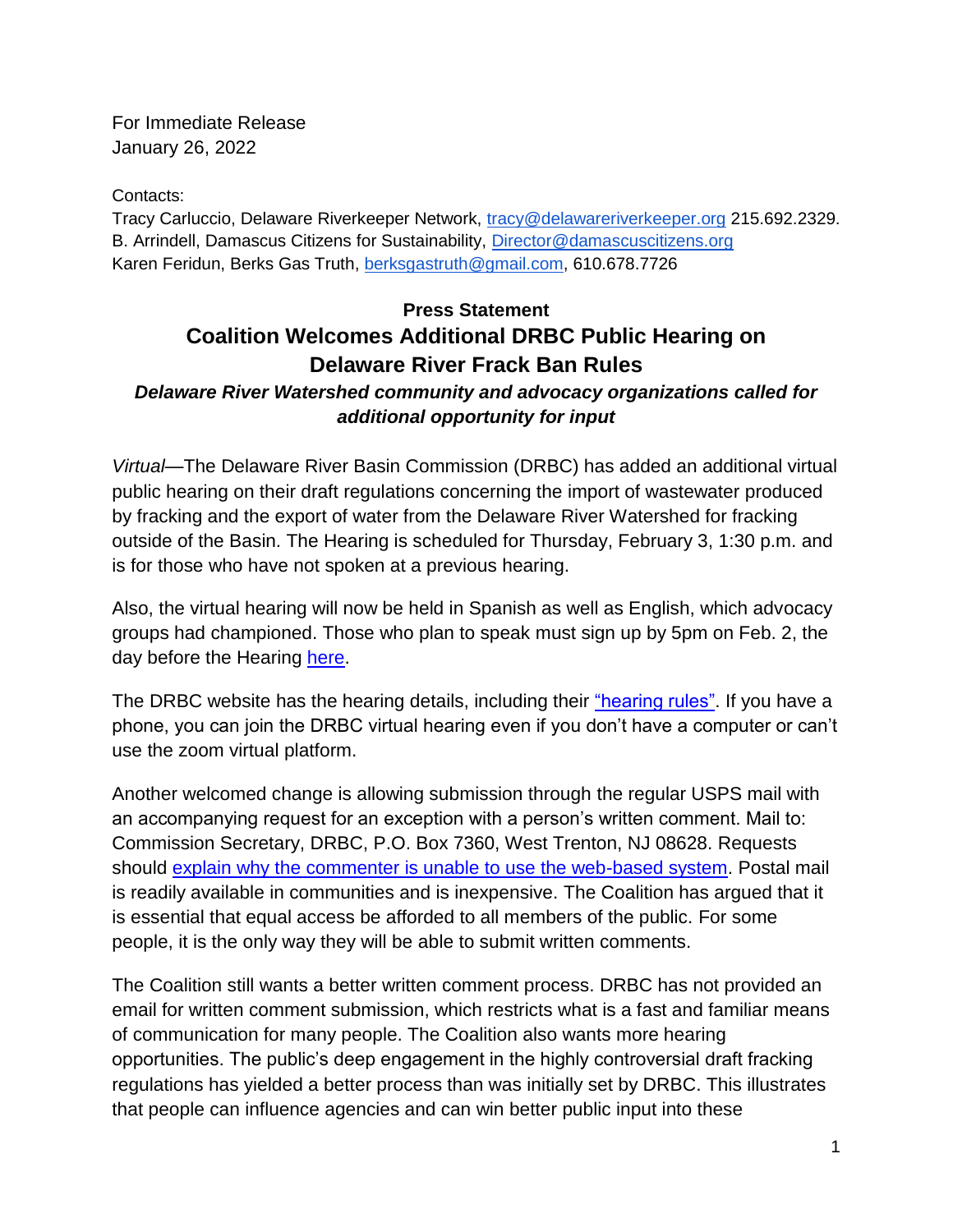For Immediate Release
January 26, 2022

Contacts:
Tracy Carluccio, Delaware Riverkeeper Network, tracy@delawareriverkeeper.org 215.692.2329.
B. Arrindell, Damascus Citizens for Sustainability, Director@damascuscitizens.org
Karen Feridun, Berks Gas Truth, berksgastruth@gmail.com, 610.678.7726

**Press Statement**

## Coalition Welcomes Additional DRBC Public Hearing on Delaware River Frack Ban Rules

***Delaware River Watershed community and advocacy organizations called for additional opportunity for input***

*Virtual*—The Delaware River Basin Commission (DRBC) has added an additional virtual public hearing on their draft regulations concerning the import of wastewater produced by fracking and the export of water from the Delaware River Watershed for fracking outside of the Basin. The Hearing is scheduled for Thursday, February 3, 1:30 p.m. and is for those who have not spoken at a previous hearing.

Also, the virtual hearing will now be held in Spanish as well as English, which advocacy groups had championed. Those who plan to speak must sign up by 5pm on Feb. 2, the day before the Hearing here.

The DRBC website has the hearing details, including their "hearing rules". If you have a phone, you can join the DRBC virtual hearing even if you don't have a computer or can't use the zoom virtual platform.

Another welcomed change is allowing submission through the regular USPS mail with an accompanying request for an exception with a person's written comment. Mail to: Commission Secretary, DRBC, P.O. Box 7360, West Trenton, NJ 08628. Requests should explain why the commenter is unable to use the web-based system. Postal mail is readily available in communities and is inexpensive. The Coalition has argued that it is essential that equal access be afforded to all members of the public. For some people, it is the only way they will be able to submit written comments.

The Coalition still wants a better written comment process. DRBC has not provided an email for written comment submission, which restricts what is a fast and familiar means of communication for many people. The Coalition also wants more hearing opportunities. The public's deep engagement in the highly controversial draft fracking regulations has yielded a better process than was initially set by DRBC. This illustrates that people can influence agencies and can win better public input into these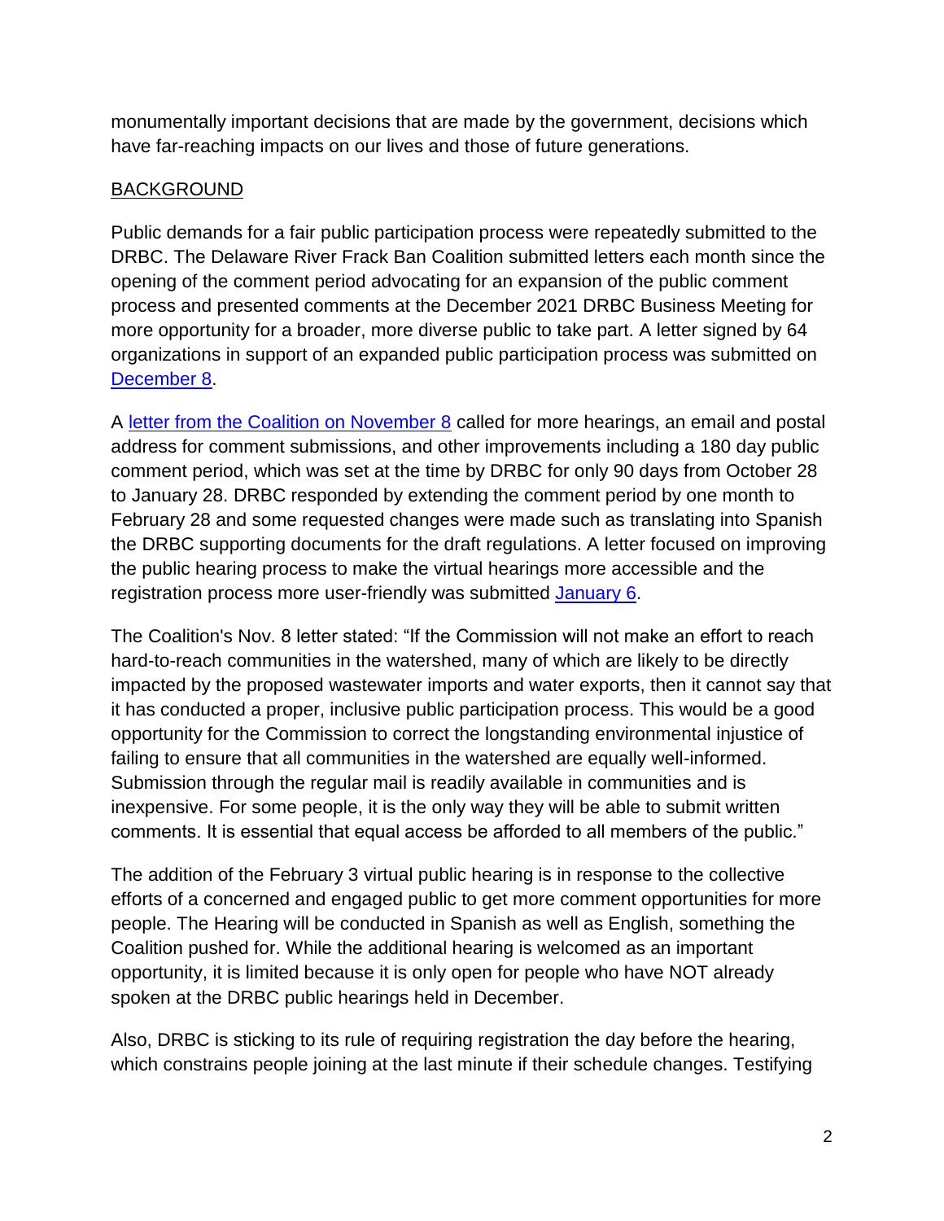monumentally important decisions that are made by the government, decisions which have far-reaching impacts on our lives and those of future generations.

## BACKGROUND

Public demands for a fair public participation process were repeatedly submitted to the DRBC. The Delaware River Frack Ban Coalition submitted letters each month since the opening of the comment period advocating for an expansion of the public comment process and presented comments at the December 2021 DRBC Business Meeting for more opportunity for a broader, more diverse public to take part. A letter signed by 64 organizations in support of an expanded public participation process was submitted on December 8.

A letter from the Coalition on November 8 called for more hearings, an email and postal address for comment submissions, and other improvements including a 180 day public comment period, which was set at the time by DRBC for only 90 days from October 28 to January 28. DRBC responded by extending the comment period by one month to February 28 and some requested changes were made such as translating into Spanish the DRBC supporting documents for the draft regulations. A letter focused on improving the public hearing process to make the virtual hearings more accessible and the registration process more user-friendly was submitted January 6.

The Coalition's Nov. 8 letter stated: "If the Commission will not make an effort to reach hard-to-reach communities in the watershed, many of which are likely to be directly impacted by the proposed wastewater imports and water exports, then it cannot say that it has conducted a proper, inclusive public participation process. This would be a good opportunity for the Commission to correct the longstanding environmental injustice of failing to ensure that all communities in the watershed are equally well-informed. Submission through the regular mail is readily available in communities and is inexpensive. For some people, it is the only way they will be able to submit written comments. It is essential that equal access be afforded to all members of the public."

The addition of the February 3 virtual public hearing is in response to the collective efforts of a concerned and engaged public to get more comment opportunities for more people. The Hearing will be conducted in Spanish as well as English, something the Coalition pushed for. While the additional hearing is welcomed as an important opportunity, it is limited because it is only open for people who have NOT already spoken at the DRBC public hearings held in December.

Also, DRBC is sticking to its rule of requiring registration the day before the hearing, which constrains people joining at the last minute if their schedule changes. Testifying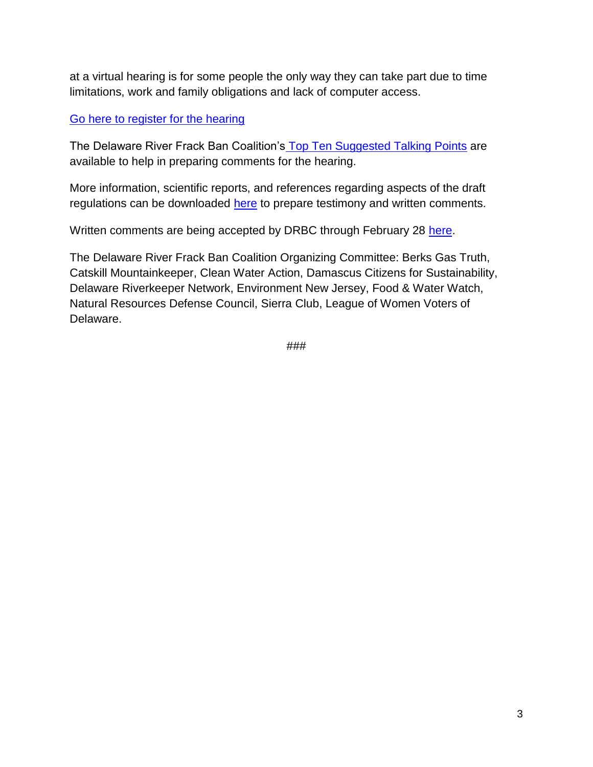at a virtual hearing is for some people the only way they can take part due to time limitations, work and family obligations and lack of computer access.

Go here to register for the hearing

The Delaware River Frack Ban Coalition's Top Ten Suggested Talking Points are available to help in preparing comments for the hearing.

More information, scientific reports, and references regarding aspects of the draft regulations can be downloaded here to prepare testimony and written comments.

Written comments are being accepted by DRBC through February 28 here.

The Delaware River Frack Ban Coalition Organizing Committee: Berks Gas Truth, Catskill Mountainkeeper, Clean Water Action, Damascus Citizens for Sustainability, Delaware Riverkeeper Network, Environment New Jersey, Food & Water Watch, Natural Resources Defense Council, Sierra Club, League of Women Voters of Delaware.

###